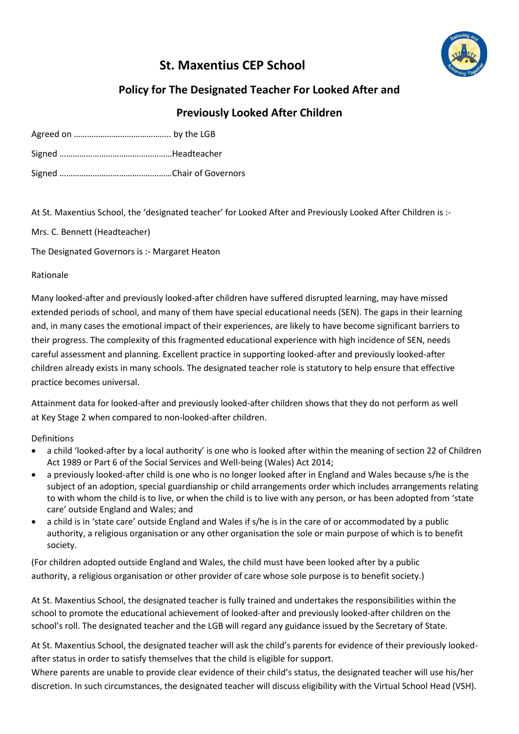# St. Maxentius CEP School

## Policy for The Designated Teacher For Looked After and Previously Looked After Children

Agreed on …………………………………….. by the LGB

Signed ……………………………………………Headteacher

Signed ……………………………………………Chair of Governors

At St. Maxentius School, the 'designated teacher' for Looked After and Previously Looked After Children is :-

Mrs. C. Bennett (Headteacher)

The Designated Governors is :- Margaret Heaton

Rationale

Many looked-after and previously looked-after children have suffered disrupted learning, may have missed extended periods of school, and many of them have special educational needs (SEN). The gaps in their learning and, in many cases the emotional impact of their experiences, are likely to have become significant barriers to their progress. The complexity of this fragmented educational experience with high incidence of SEN, needs careful assessment and planning. Excellent practice in supporting looked-after and previously looked-after children already exists in many schools. The designated teacher role is statutory to help ensure that effective practice becomes universal.

Attainment data for looked-after and previously looked-after children shows that they do not perform as well at Key Stage 2 when compared to non-looked-after children.

Definitions

- a child 'looked-after by a local authority' is one who is looked after within the meaning of section 22 of Children Act 1989 or Part 6 of the Social Services and Well-being (Wales) Act 2014;
- a previously looked-after child is one who is no longer looked after in England and Wales because s/he is the subject of an adoption, special guardianship or child arrangements order which includes arrangements relating to with whom the child is to live, or when the child is to live with any person, or has been adopted from 'state care' outside England and Wales; and
- a child is in 'state care' outside England and Wales if s/he is in the care of or accommodated by a public authority, a religious organisation or any other organisation the sole or main purpose of which is to benefit society.

(For children adopted outside England and Wales, the child must have been looked after by a public authority, a religious organisation or other provider of care whose sole purpose is to benefit society.)

At St. Maxentius School, the designated teacher is fully trained and undertakes the responsibilities within the school to promote the educational achievement of looked-after and previously looked-after children on the school's roll. The designated teacher and the LGB will regard any guidance issued by the Secretary of State.

At St. Maxentius School, the designated teacher will ask the child's parents for evidence of their previously looked-after status in order to satisfy themselves that the child is eligible for support.

Where parents are unable to provide clear evidence of their child's status, the designated teacher will use his/her discretion. In such circumstances, the designated teacher will discuss eligibility with the Virtual School Head (VSH).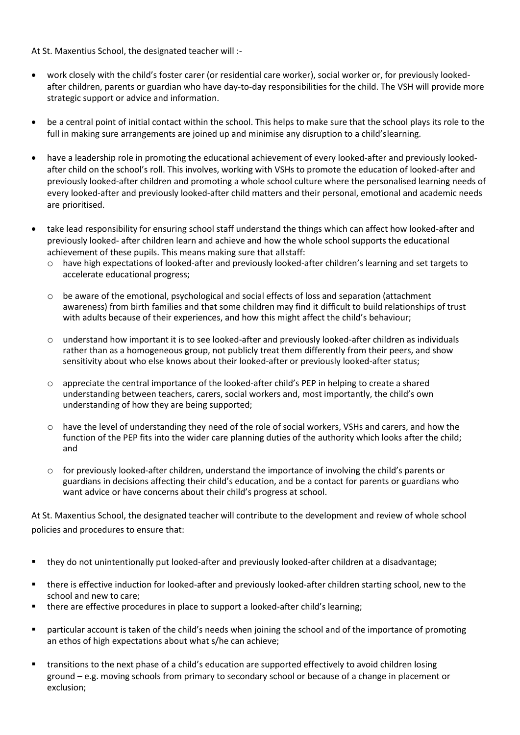At St. Maxentius School, the designated teacher will :-

- work closely with the child's foster carer (or residential care worker), social worker or, for previously looked-after children, parents or guardian who have day-to-day responsibilities for the child. The VSH will provide more strategic support or advice and information.
- be a central point of initial contact within the school. This helps to make sure that the school plays its role to the full in making sure arrangements are joined up and minimise any disruption to a child's learning.
- have a leadership role in promoting the educational achievement of every looked-after and previously looked-after child on the school's roll. This involves, working with VSHs to promote the education of looked-after and previously looked-after children and promoting a whole school culture where the personalised learning needs of every looked-after and previously looked-after child matters and their personal, emotional and academic needs are prioritised.
- take lead responsibility for ensuring school staff understand the things which can affect how looked-after and previously looked- after children learn and achieve and how the whole school supports the educational achievement of these pupils. This means making sure that all staff:
  - have high expectations of looked-after and previously looked-after children's learning and set targets to accelerate educational progress;
  - be aware of the emotional, psychological and social effects of loss and separation (attachment awareness) from birth families and that some children may find it difficult to build relationships of trust with adults because of their experiences, and how this might affect the child's behaviour;
  - understand how important it is to see looked-after and previously looked-after children as individuals rather than as a homogeneous group, not publicly treat them differently from their peers, and show sensitivity about who else knows about their looked-after or previously looked-after status;
  - appreciate the central importance of the looked-after child's PEP in helping to create a shared understanding between teachers, carers, social workers and, most importantly, the child's own understanding of how they are being supported;
  - have the level of understanding they need of the role of social workers, VSHs and carers, and how the function of the PEP fits into the wider care planning duties of the authority which looks after the child; and
  - for previously looked-after children, understand the importance of involving the child's parents or guardians in decisions affecting their child's education, and be a contact for parents or guardians who want advice or have concerns about their child's progress at school.

At St. Maxentius School, the designated teacher will contribute to the development and review of whole school policies and procedures to ensure that:

- they do not unintentionally put looked-after and previously looked-after children at a disadvantage;
- there is effective induction for looked-after and previously looked-after children starting school, new to the school and new to care;
- there are effective procedures in place to support a looked-after child's learning;
- particular account is taken of the child's needs when joining the school and of the importance of promoting an ethos of high expectations about what s/he can achieve;
- transitions to the next phase of a child's education are supported effectively to avoid children losing ground – e.g. moving schools from primary to secondary school or because of a change in placement or exclusion;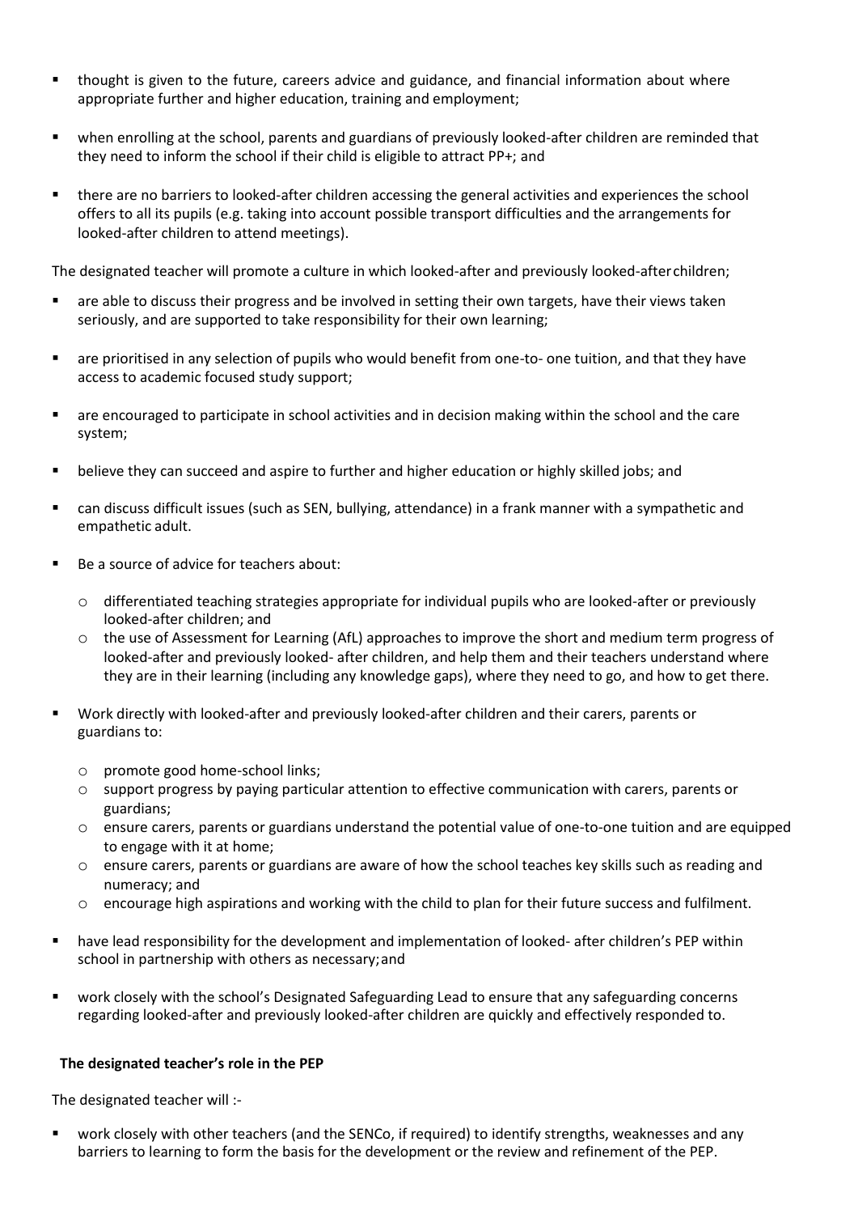- thought is given to the future, careers advice and guidance, and financial information about where appropriate further and higher education, training and employment;

- when enrolling at the school, parents and guardians of previously looked-after children are reminded that they need to inform the school if their child is eligible to attract PP+; and

- there are no barriers to looked-after children accessing the general activities and experiences the school offers to all its pupils (e.g. taking into account possible transport difficulties and the arrangements for looked-after children to attend meetings).

The designated teacher will promote a culture in which looked-after and previously looked-after children;

- are able to discuss their progress and be involved in setting their own targets, have their views taken seriously, and are supported to take responsibility for their own learning;

- are prioritised in any selection of pupils who would benefit from one-to- one tuition, and that they have access to academic focused study support;

- are encouraged to participate in school activities and in decision making within the school and the care system;

- believe they can succeed and aspire to further and higher education or highly skilled jobs; and

- can discuss difficult issues (such as SEN, bullying, attendance) in a frank manner with a sympathetic and empathetic adult.

- Be a source of advice for teachers about:

  - differentiated teaching strategies appropriate for individual pupils who are looked-after or previously looked-after children; and
  - the use of Assessment for Learning (AfL) approaches to improve the short and medium term progress of looked-after and previously looked- after children, and help them and their teachers understand where they are in their learning (including any knowledge gaps), where they need to go, and how to get there.

- Work directly with looked-after and previously looked-after children and their carers, parents or guardians to:

  - promote good home-school links;
  - support progress by paying particular attention to effective communication with carers, parents or guardians;
  - ensure carers, parents or guardians understand the potential value of one-to-one tuition and are equipped to engage with it at home;
  - ensure carers, parents or guardians are aware of how the school teaches key skills such as reading and numeracy; and
  - encourage high aspirations and working with the child to plan for their future success and fulfilment.

- have lead responsibility for the development and implementation of looked- after children's PEP within school in partnership with others as necessary; and

- work closely with the school's Designated Safeguarding Lead to ensure that any safeguarding concerns regarding looked-after and previously looked-after children are quickly and effectively responded to.

**The designated teacher's role in the PEP**

The designated teacher will :-

- work closely with other teachers (and the SENCo, if required) to identify strengths, weaknesses and any barriers to learning to form the basis for the development or the review and refinement of the PEP.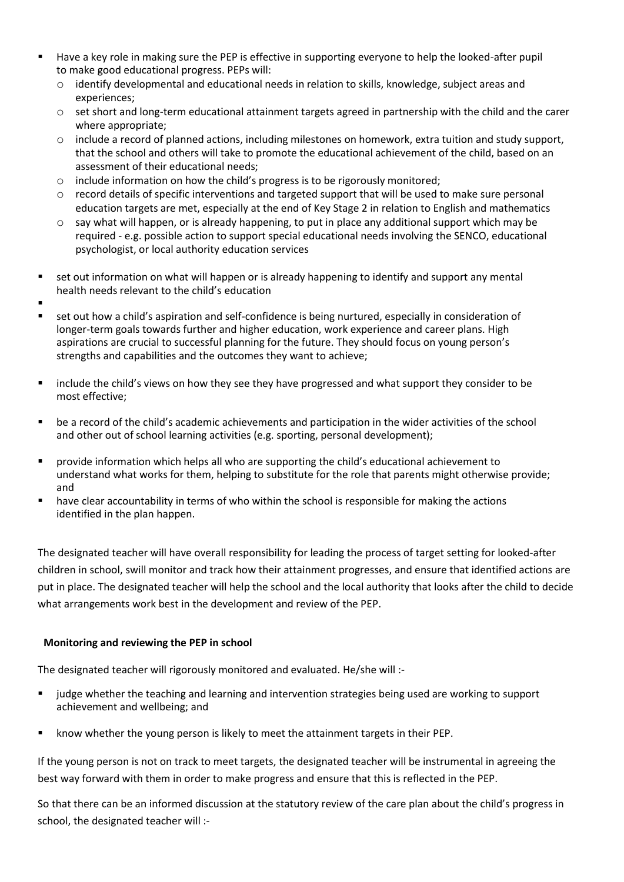- Have a key role in making sure the PEP is effective in supporting everyone to help the looked-after pupil to make good educational progress. PEPs will:
  - identify developmental and educational needs in relation to skills, knowledge, subject areas and experiences;
  - set short and long-term educational attainment targets agreed in partnership with the child and the carer where appropriate;
  - include a record of planned actions, including milestones on homework, extra tuition and study support, that the school and others will take to promote the educational achievement of the child, based on an assessment of their educational needs;
  - include information on how the child's progress is to be rigorously monitored;
  - record details of specific interventions and targeted support that will be used to make sure personal education targets are met, especially at the end of Key Stage 2 in relation to English and mathematics
  - say what will happen, or is already happening, to put in place any additional support which may be required - e.g. possible action to support special educational needs involving the SENCO, educational psychologist, or local authority education services
- set out information on what will happen or is already happening to identify and support any mental health needs relevant to the child's education
- set out how a child's aspiration and self-confidence is being nurtured, especially in consideration of longer-term goals towards further and higher education, work experience and career plans. High aspirations are crucial to successful planning for the future. They should focus on young person's strengths and capabilities and the outcomes they want to achieve;
- include the child's views on how they see they have progressed and what support they consider to be most effective;
- be a record of the child's academic achievements and participation in the wider activities of the school and other out of school learning activities (e.g. sporting, personal development);
- provide information which helps all who are supporting the child's educational achievement to understand what works for them, helping to substitute for the role that parents might otherwise provide; and
- have clear accountability in terms of who within the school is responsible for making the actions identified in the plan happen.

The designated teacher will have overall responsibility for leading the process of target setting for looked-after children in school, swill monitor and track how their attainment progresses, and ensure that identified actions are put in place. The designated teacher will help the school and the local authority that looks after the child to decide what arrangements work best in the development and review of the PEP.

**Monitoring and reviewing the PEP in school**

The designated teacher will rigorously monitored and evaluated. He/she will :-

- judge whether the teaching and learning and intervention strategies being used are working to support achievement and wellbeing; and
- know whether the young person is likely to meet the attainment targets in their PEP.

If the young person is not on track to meet targets, the designated teacher will be instrumental in agreeing the best way forward with them in order to make progress and ensure that this is reflected in the PEP.

So that there can be an informed discussion at the statutory review of the care plan about the child's progress in school, the designated teacher will :-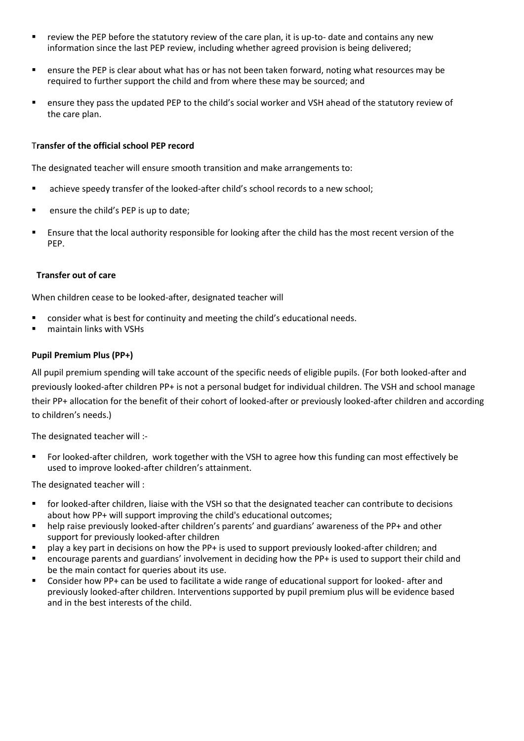- review the PEP before the statutory review of the care plan, it is up-to- date and contains any new information since the last PEP review, including whether agreed provision is being delivered;
- ensure the PEP is clear about what has or has not been taken forward, noting what resources may be required to further support the child and from where these may be sourced; and
- ensure they pass the updated PEP to the child's social worker and VSH ahead of the statutory review of the care plan.

**Transfer of the official school PEP record**

The designated teacher will ensure smooth transition and make arrangements to:

- achieve speedy transfer of the looked-after child's school records to a new school;
- ensure the child's PEP is up to date;
- Ensure that the local authority responsible for looking after the child has the most recent version of the PEP.

**Transfer out of care**

When children cease to be looked-after, designated teacher will

- consider what is best for continuity and meeting the child's educational needs.
- maintain links with VSHs

**Pupil Premium Plus (PP+)**

All pupil premium spending will take account of the specific needs of eligible pupils. (For both looked-after and previously looked-after children PP+ is not a personal budget for individual children. The VSH and school manage their PP+ allocation for the benefit of their cohort of looked-after or previously looked-after children and according to children's needs.)

The designated teacher will :-

- For looked-after children, work together with the VSH to agree how this funding can most effectively be used to improve looked-after children's attainment.

The designated teacher will :

- for looked-after children, liaise with the VSH so that the designated teacher can contribute to decisions about how PP+ will support improving the child's educational outcomes;
- help raise previously looked-after children's parents' and guardians' awareness of the PP+ and other support for previously looked-after children
- play a key part in decisions on how the PP+ is used to support previously looked-after children; and
- encourage parents and guardians' involvement in deciding how the PP+ is used to support their child and be the main contact for queries about its use.
- Consider how PP+ can be used to facilitate a wide range of educational support for looked- after and previously looked-after children. Interventions supported by pupil premium plus will be evidence based and in the best interests of the child.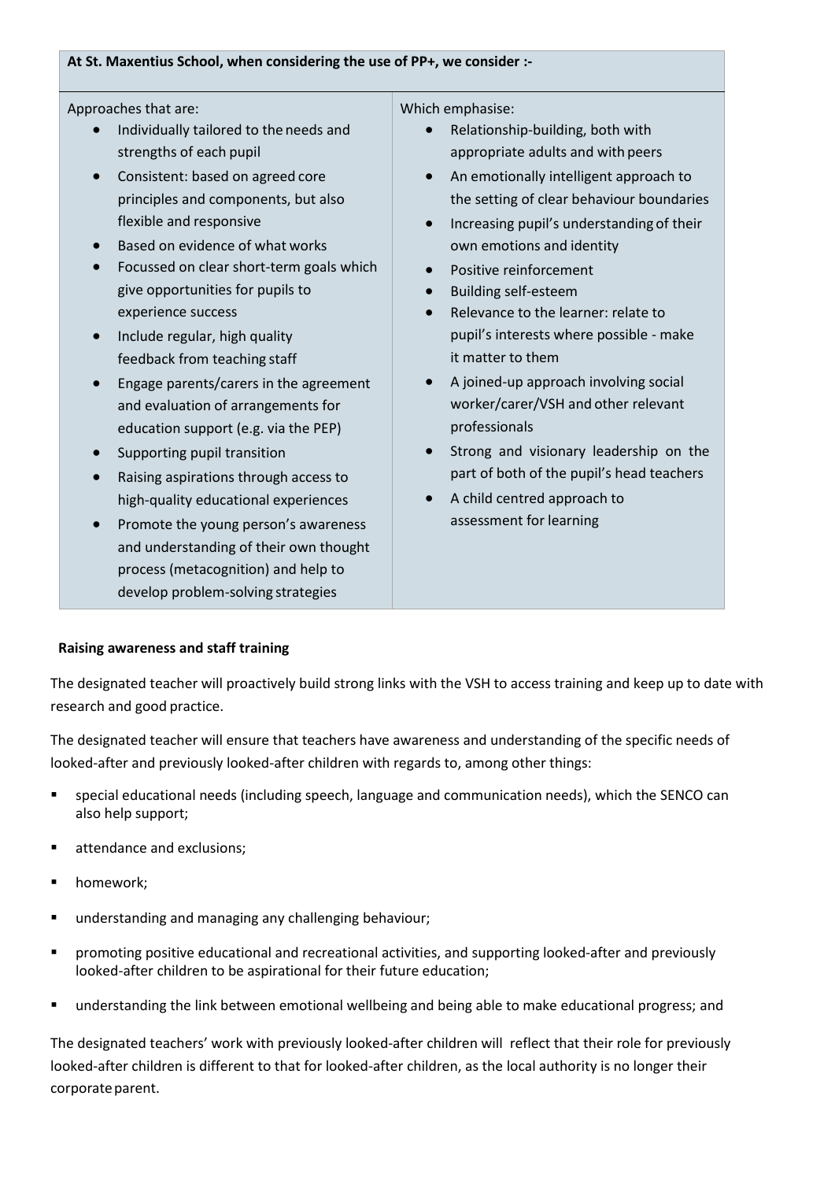**At St. Maxentius School, when considering the use of PP+, we consider :-**

| Approaches that are: | Which emphasise: |
| --- | --- |
| • Individually tailored to the needs and strengths of each pupil<br>• Consistent: based on agreed core principles and components, but also flexible and responsive<br>• Based on evidence of what works<br>• Focussed on clear short-term goals which give opportunities for pupils to experience success<br>• Include regular, high quality feedback from teaching staff<br>• Engage parents/carers in the agreement and evaluation of arrangements for education support (e.g. via the PEP)<br>• Supporting pupil transition<br>• Raising aspirations through access to high-quality educational experiences<br>• Promote the young person's awareness and understanding of their own thought process (metacognition) and help to develop problem-solving strategies | • Relationship-building, both with appropriate adults and with peers<br>• An emotionally intelligent approach to the setting of clear behaviour boundaries<br>• Increasing pupil's understanding of their own emotions and identity<br>• Positive reinforcement<br>• Building self-esteem<br>• Relevance to the learner: relate to pupil's interests where possible - make it matter to them<br>• A joined-up approach involving social worker/carer/VSH and other relevant professionals<br>• Strong and visionary leadership on the part of both of the pupil's head teachers<br>• A child centred approach to assessment for learning |

**Raising awareness and staff training**

The designated teacher will proactively build strong links with the VSH to access training and keep up to date with research and good practice.

The designated teacher will ensure that teachers have awareness and understanding of the specific needs of looked-after and previously looked-after children with regards to, among other things:

- special educational needs (including speech, language and communication needs), which the SENCO can also help support;
- attendance and exclusions;
- homework;
- understanding and managing any challenging behaviour;
- promoting positive educational and recreational activities, and supporting looked-after and previously looked-after children to be aspirational for their future education;
- understanding the link between emotional wellbeing and being able to make educational progress; and

The designated teachers' work with previously looked-after children will reflect that their role for previously looked-after children is different to that for looked-after children, as the local authority is no longer their corporate parent.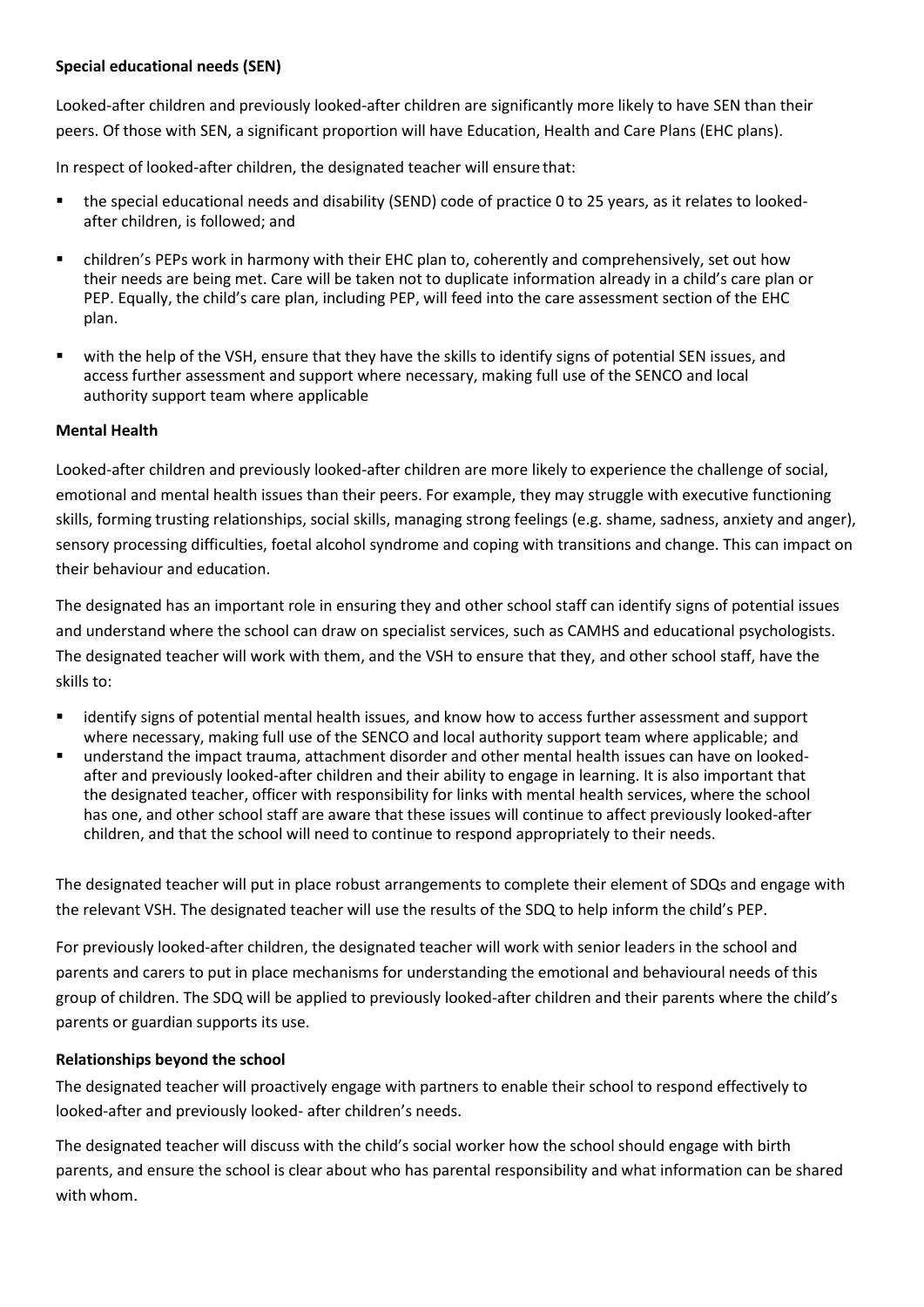**Special educational needs (SEN)**

Looked-after children and previously looked-after children are significantly more likely to have SEN than their peers. Of those with SEN, a significant proportion will have Education, Health and Care Plans (EHC plans).

In respect of looked-after children, the designated teacher will ensure that:

- the special educational needs and disability (SEND) code of practice 0 to 25 years, as it relates to looked-after children, is followed; and
- children's PEPs work in harmony with their EHC plan to, coherently and comprehensively, set out how their needs are being met. Care will be taken not to duplicate information already in a child's care plan or PEP. Equally, the child's care plan, including PEP, will feed into the care assessment section of the EHC plan.
- with the help of the VSH, ensure that they have the skills to identify signs of potential SEN issues, and access further assessment and support where necessary, making full use of the SENCO and local authority support team where applicable

**Mental Health**

Looked-after children and previously looked-after children are more likely to experience the challenge of social, emotional and mental health issues than their peers. For example, they may struggle with executive functioning skills, forming trusting relationships, social skills, managing strong feelings (e.g. shame, sadness, anxiety and anger), sensory processing difficulties, foetal alcohol syndrome and coping with transitions and change. This can impact on their behaviour and education.

The designated has an important role in ensuring they and other school staff can identify signs of potential issues and understand where the school can draw on specialist services, such as CAMHS and educational psychologists. The designated teacher will work with them, and the VSH to ensure that they, and other school staff, have the skills to:

- identify signs of potential mental health issues, and know how to access further assessment and support where necessary, making full use of the SENCO and local authority support team where applicable; and
- understand the impact trauma, attachment disorder and other mental health issues can have on looked-after and previously looked-after children and their ability to engage in learning. It is also important that the designated teacher, officer with responsibility for links with mental health services, where the school has one, and other school staff are aware that these issues will continue to affect previously looked-after children, and that the school will need to continue to respond appropriately to their needs.

The designated teacher will put in place robust arrangements to complete their element of SDQs and engage with the relevant VSH. The designated teacher will use the results of the SDQ to help inform the child's PEP.

For previously looked-after children, the designated teacher will work with senior leaders in the school and parents and carers to put in place mechanisms for understanding the emotional and behavioural needs of this group of children. The SDQ will be applied to previously looked-after children and their parents where the child's parents or guardian supports its use.

**Relationships beyond the school**

The designated teacher will proactively engage with partners to enable their school to respond effectively to looked-after and previously looked- after children's needs.

The designated teacher will discuss with the child's social worker how the school should engage with birth parents, and ensure the school is clear about who has parental responsibility and what information can be shared with whom.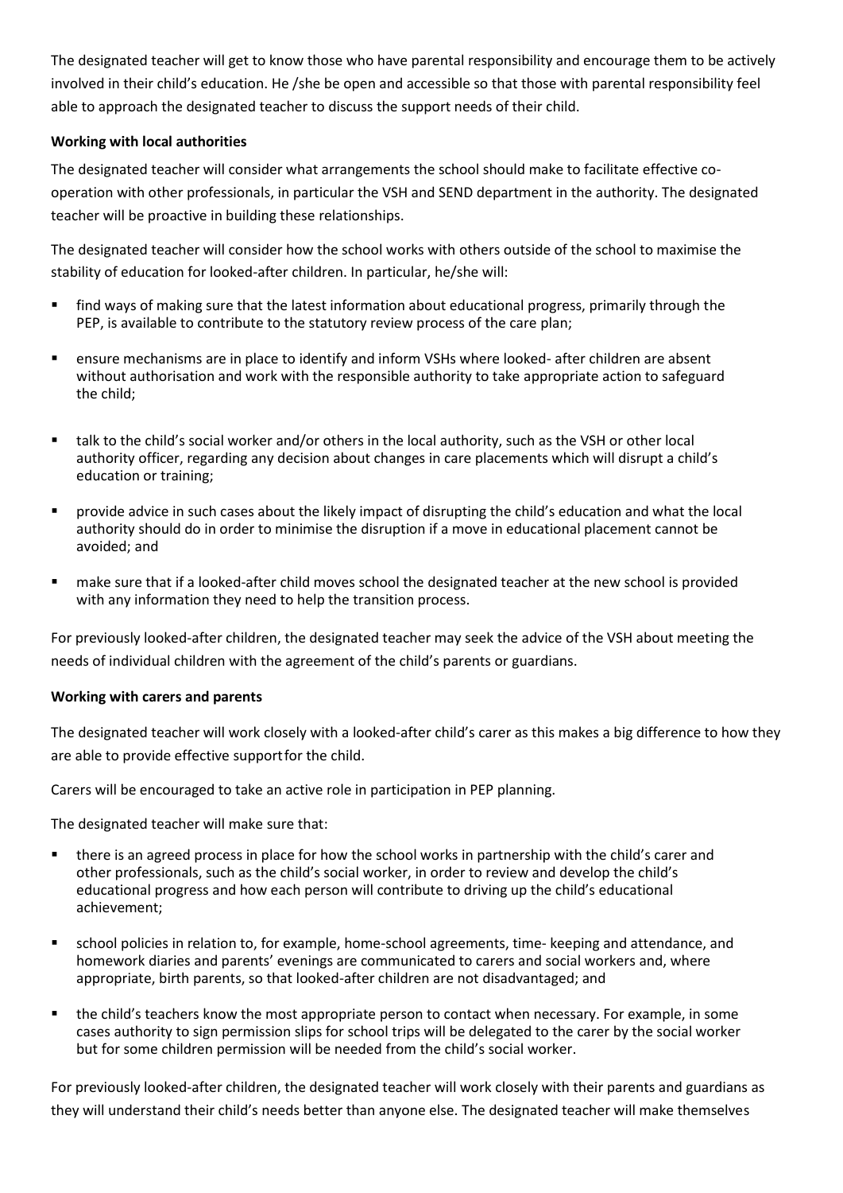The designated teacher will get to know those who have parental responsibility and encourage them to be actively involved in their child's education. He /she be open and accessible so that those with parental responsibility feel able to approach the designated teacher to discuss the support needs of their child.

**Working with local authorities**

The designated teacher will consider what arrangements the school should make to facilitate effective co-operation with other professionals, in particular the VSH and SEND department in the authority. The designated teacher will be proactive in building these relationships.

The designated teacher will consider how the school works with others outside of the school to maximise the stability of education for looked-after children. In particular, he/she will:

- find ways of making sure that the latest information about educational progress, primarily through the PEP, is available to contribute to the statutory review process of the care plan;
- ensure mechanisms are in place to identify and inform VSHs where looked- after children are absent without authorisation and work with the responsible authority to take appropriate action to safeguard the child;
- talk to the child's social worker and/or others in the local authority, such as the VSH or other local authority officer, regarding any decision about changes in care placements which will disrupt a child's education or training;
- provide advice in such cases about the likely impact of disrupting the child's education and what the local authority should do in order to minimise the disruption if a move in educational placement cannot be avoided; and
- make sure that if a looked-after child moves school the designated teacher at the new school is provided with any information they need to help the transition process.

For previously looked-after children, the designated teacher may seek the advice of the VSH about meeting the needs of individual children with the agreement of the child's parents or guardians.

**Working with carers and parents**

The designated teacher will work closely with a looked-after child's carer as this makes a big difference to how they are able to provide effective support for the child.

Carers will be encouraged to take an active role in participation in PEP planning.

The designated teacher will make sure that:

- there is an agreed process in place for how the school works in partnership with the child's carer and other professionals, such as the child's social worker, in order to review and develop the child's educational progress and how each person will contribute to driving up the child's educational achievement;
- school policies in relation to, for example, home-school agreements, time- keeping and attendance, and homework diaries and parents' evenings are communicated to carers and social workers and, where appropriate, birth parents, so that looked-after children are not disadvantaged; and
- the child's teachers know the most appropriate person to contact when necessary. For example, in some cases authority to sign permission slips for school trips will be delegated to the carer by the social worker but for some children permission will be needed from the child's social worker.

For previously looked-after children, the designated teacher will work closely with their parents and guardians as they will understand their child's needs better than anyone else. The designated teacher will make themselves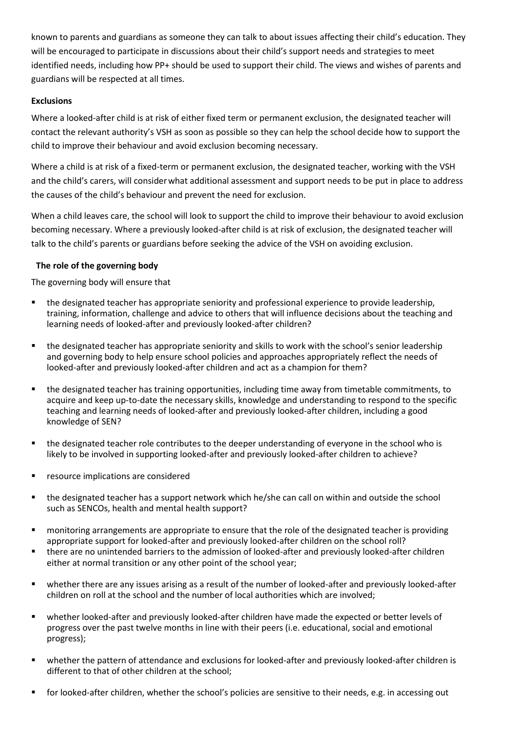known to parents and guardians as someone they can talk to about issues affecting their child's education. They will be encouraged to participate in discussions about their child's support needs and strategies to meet identified needs, including how PP+ should be used to support their child. The views and wishes of parents and guardians will be respected at all times.

**Exclusions**

Where a looked-after child is at risk of either fixed term or permanent exclusion, the designated teacher will contact the relevant authority's VSH as soon as possible so they can help the school decide how to support the child to improve their behaviour and avoid exclusion becoming necessary.

Where a child is at risk of a fixed-term or permanent exclusion, the designated teacher, working with the VSH and the child's carers, will consider what additional assessment and support needs to be put in place to address the causes of the child's behaviour and prevent the need for exclusion.

When a child leaves care, the school will look to support the child to improve their behaviour to avoid exclusion becoming necessary. Where a previously looked-after child is at risk of exclusion, the designated teacher will talk to the child's parents or guardians before seeking the advice of the VSH on avoiding exclusion.

**The role of the governing body**

The governing body will ensure that

- the designated teacher has appropriate seniority and professional experience to provide leadership, training, information, challenge and advice to others that will influence decisions about the teaching and learning needs of looked-after and previously looked-after children?
- the designated teacher has appropriate seniority and skills to work with the school's senior leadership and governing body to help ensure school policies and approaches appropriately reflect the needs of looked-after and previously looked-after children and act as a champion for them?
- the designated teacher has training opportunities, including time away from timetable commitments, to acquire and keep up-to-date the necessary skills, knowledge and understanding to respond to the specific teaching and learning needs of looked-after and previously looked-after children, including a good knowledge of SEN?
- the designated teacher role contributes to the deeper understanding of everyone in the school who is likely to be involved in supporting looked-after and previously looked-after children to achieve?
- resource implications are considered
- the designated teacher has a support network which he/she can call on within and outside the school such as SENCOs, health and mental health support?
- monitoring arrangements are appropriate to ensure that the role of the designated teacher is providing appropriate support for looked-after and previously looked-after children on the school roll?
- there are no unintended barriers to the admission of looked-after and previously looked-after children either at normal transition or any other point of the school year;
- whether there are any issues arising as a result of the number of looked-after and previously looked-after children on roll at the school and the number of local authorities which are involved;
- whether looked-after and previously looked-after children have made the expected or better levels of progress over the past twelve months in line with their peers (i.e. educational, social and emotional progress);
- whether the pattern of attendance and exclusions for looked-after and previously looked-after children is different to that of other children at the school;
- for looked-after children, whether the school's policies are sensitive to their needs, e.g. in accessing out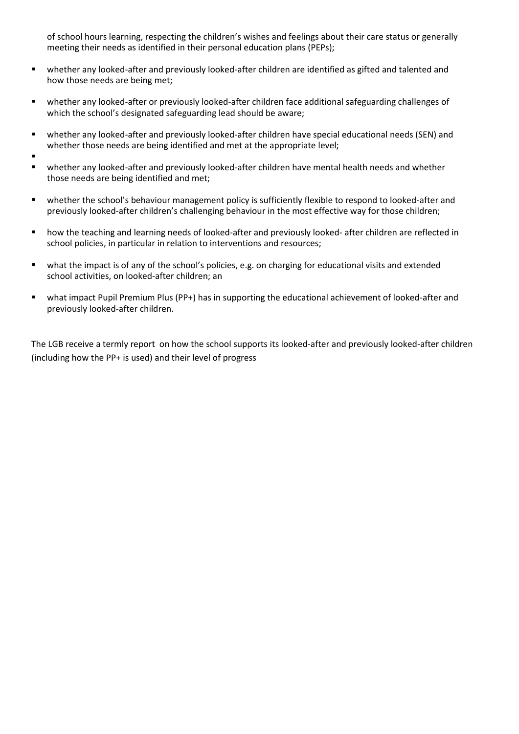of school hours learning, respecting the children's wishes and feelings about their care status or generally meeting their needs as identified in their personal education plans (PEPs);

- whether any looked-after and previously looked-after children are identified as gifted and talented and how those needs are being met;
- whether any looked-after or previously looked-after children face additional safeguarding challenges of which the school's designated safeguarding lead should be aware;
- whether any looked-after and previously looked-after children have special educational needs (SEN) and whether those needs are being identified and met at the appropriate level;
- 
- whether any looked-after and previously looked-after children have mental health needs and whether those needs are being identified and met;
- whether the school's behaviour management policy is sufficiently flexible to respond to looked-after and previously looked-after children's challenging behaviour in the most effective way for those children;
- how the teaching and learning needs of looked-after and previously looked- after children are reflected in school policies, in particular in relation to interventions and resources;
- what the impact is of any of the school's policies, e.g. on charging for educational visits and extended school activities, on looked-after children; an
- what impact Pupil Premium Plus (PP+) has in supporting the educational achievement of looked-after and previously looked-after children.

The LGB receive a termly report on how the school supports its looked-after and previously looked-after children (including how the PP+ is used) and their level of progress